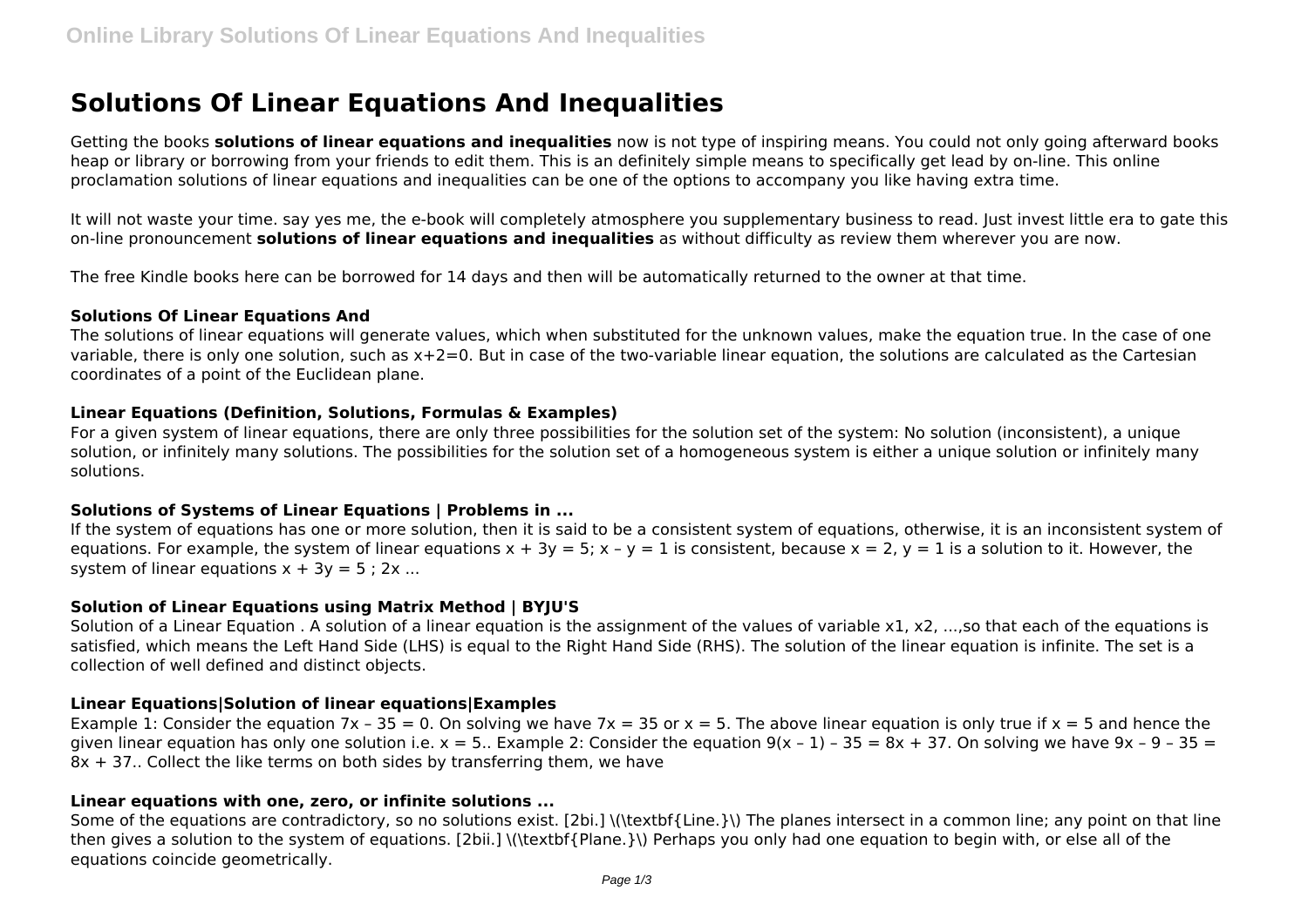# Solutions Of Linear Equations And Inequalities

Getting the books **solutions of linear equations and inequalities** now is not type of inspiring means. You could not only going afterward books heap or library or borrowing from your friends to edit them. This is an definitely simple means to specifically get lead by on-line. This online proclamation solutions of linear equations and inequalities can be one of the options to accompany you like having extra time.

It will not waste your time. say yes me, the e-book will completely atmosphere you supplementary business to read. Just invest little era to gate this on-line pronouncement **solutions of linear equations and inequalities** as without difficulty as review them wherever you are now.

The free Kindle books here can be borrowed for 14 days and then will be automatically returned to the owner at that time.

### Solutions Of Linear Equations And

The solutions of linear equations will generate values, which when substituted for the unknown values, make the equation true. In the case of one variable, there is only one solution, such as $x+2=0$. But in case of the two-variable linear equation, the solutions are calculated as the Cartesian coordinates of a point of the Euclidean plane.

### Linear Equations (Definition, Solutions, Formulas & Examples)

For a given system of linear equations, there are only three possibilities for the solution set of the system: No solution (inconsistent), a unique solution, or infinitely many solutions. The possibilities for the solution set of a homogeneous system is either a unique solution or infinitely many solutions.

### Solutions of Systems of Linear Equations | Problems in ...

If the system of equations has one or more solution, then it is said to be a consistent system of equations, otherwise, it is an inconsistent system of equations. For example, the system of linear equations $x + 3y = 5$; $x - y = 1$ is consistent, because $x = 2$, $y = 1$ is a solution to it. However, the system of linear equations $x + 3y = 5$ ; $2x$ ...

### Solution of Linear Equations using Matrix Method | BYJU'S

Solution of a Linear Equation . A solution of a linear equation is the assignment of the values of variable $x1$, $x2$, ...,so that each of the equations is satisfied, which means the Left Hand Side (LHS) is equal to the Right Hand Side (RHS). The solution of the linear equation is infinite. The set is a collection of well defined and distinct objects.

### Linear Equations|Solution of linear equations|Examples

Example 1: Consider the equation $7x - 35 = 0$. On solving we have $7x = 35$ or $x = 5$. The above linear equation is only true if $x = 5$ and hence the given linear equation has only one solution i.e. $x = 5$.. Example 2: Consider the equation $9(x - 1) - 35 = 8x + 37$. On solving we have $9x - 9 - 35 = 8x + 37$.. Collect the like terms on both sides by transferring them, we have

### Linear equations with one, zero, or infinite solutions ...

Some of the equations are contradictory, so no solutions exist. [2bi.] \(\textbf{Line.}\) The planes intersect in a common line; any point on that line then gives a solution to the system of equations. [2bii.] \(\textbf{Plane.}\) Perhaps you only had one equation to begin with, or else all of the equations coincide geometrically.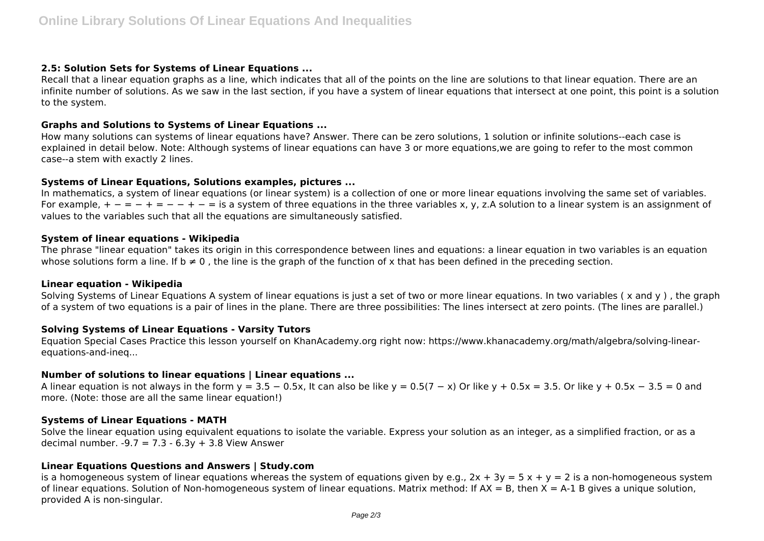### 2.5: Solution Sets for Systems of Linear Equations ...

Recall that a linear equation graphs as a line, which indicates that all of the points on the line are solutions to that linear equation. There are an infinite number of solutions. As we saw in the last section, if you have a system of linear equations that intersect at one point, this point is a solution to the system.

### Graphs and Solutions to Systems of Linear Equations ...

How many solutions can systems of linear equations have? Answer. There can be zero solutions, 1 solution or infinite solutions--each case is explained in detail below. Note: Although systems of linear equations can have 3 or more equations,we are going to refer to the most common case--a stem with exactly 2 lines.

### Systems of Linear Equations, Solutions examples, pictures ...

In mathematics, a system of linear equations (or linear system) is a collection of one or more linear equations involving the same set of variables. For example, + − = − + = − − + − = is a system of three equations in the three variables x, y, z.A solution to a linear system is an assignment of values to the variables such that all the equations are simultaneously satisfied.

### System of linear equations - Wikipedia

The phrase "linear equation" takes its origin in this correspondence between lines and equations: a linear equation in two variables is an equation whose solutions form a line. If $b \neq 0$ , the line is the graph of the function of x that has been defined in the preceding section.

### Linear equation - Wikipedia

Solving Systems of Linear Equations A system of linear equations is just a set of two or more linear equations. In two variables ( x and y ) , the graph of a system of two equations is a pair of lines in the plane. There are three possibilities: The lines intersect at zero points. (The lines are parallel.)

### Solving Systems of Linear Equations - Varsity Tutors

Equation Special Cases Practice this lesson yourself on KhanAcademy.org right now: https://www.khanacademy.org/math/algebra/solving-linear-equations-and-ineq...

### Number of solutions to linear equations | Linear equations ...

A linear equation is not always in the form $y = 3.5 - 0.5x$, It can also be like $y = 0.5(7 - x)$ Or like $y + 0.5x = 3.5$. Or like $y + 0.5x - 3.5 = 0$ and more. (Note: those are all the same linear equation!)

### Systems of Linear Equations - MATH

Solve the linear equation using equivalent equations to isolate the variable. Express your solution as an integer, as a simplified fraction, or as a decimal number. $-9.7 = 7.3 - 6.3y + 3.8$ View Answer

### Linear Equations Questions and Answers | Study.com

is a homogeneous system of linear equations whereas the system of equations given by e.g., $2x + 3y = 5$ $x + y = 2$ is a non-homogeneous system of linear equations. Solution of Non-homogeneous system of linear equations. Matrix method: If $AX = B$, then $X = A-1 B$ gives a unique solution, provided A is non-singular.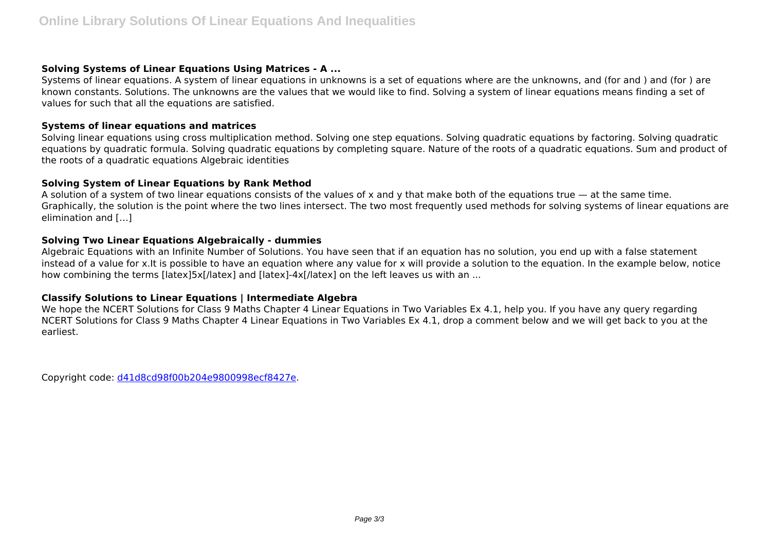### Solving Systems of Linear Equations Using Matrices - A ...

Systems of linear equations. A system of linear equations in unknowns is a set of equations where are the unknowns, and (for and ) and (for ) are known constants. Solutions. The unknowns are the values that we would like to find. Solving a system of linear equations means finding a set of values for such that all the equations are satisfied.

### Systems of linear equations and matrices

Solving linear equations using cross multiplication method. Solving one step equations. Solving quadratic equations by factoring. Solving quadratic equations by quadratic formula. Solving quadratic equations by completing square. Nature of the roots of a quadratic equations. Sum and product of the roots of a quadratic equations Algebraic identities

### Solving System of Linear Equations by Rank Method

A solution of a system of two linear equations consists of the values of x and y that make both of the equations true — at the same time. Graphically, the solution is the point where the two lines intersect. The two most frequently used methods for solving systems of linear equations are elimination and […]

### Solving Two Linear Equations Algebraically - dummies

Algebraic Equations with an Infinite Number of Solutions. You have seen that if an equation has no solution, you end up with a false statement instead of a value for x.It is possible to have an equation where any value for x will provide a solution to the equation. In the example below, notice how combining the terms [latex]5x[/latex] and [latex]-4x[/latex] on the left leaves us with an ...

### Classify Solutions to Linear Equations | Intermediate Algebra

We hope the NCERT Solutions for Class 9 Maths Chapter 4 Linear Equations in Two Variables Ex 4.1, help you. If you have any query regarding NCERT Solutions for Class 9 Maths Chapter 4 Linear Equations in Two Variables Ex 4.1, drop a comment below and we will get back to you at the earliest.

Copyright code: d41d8cd98f00b204e9800998ecf8427e.